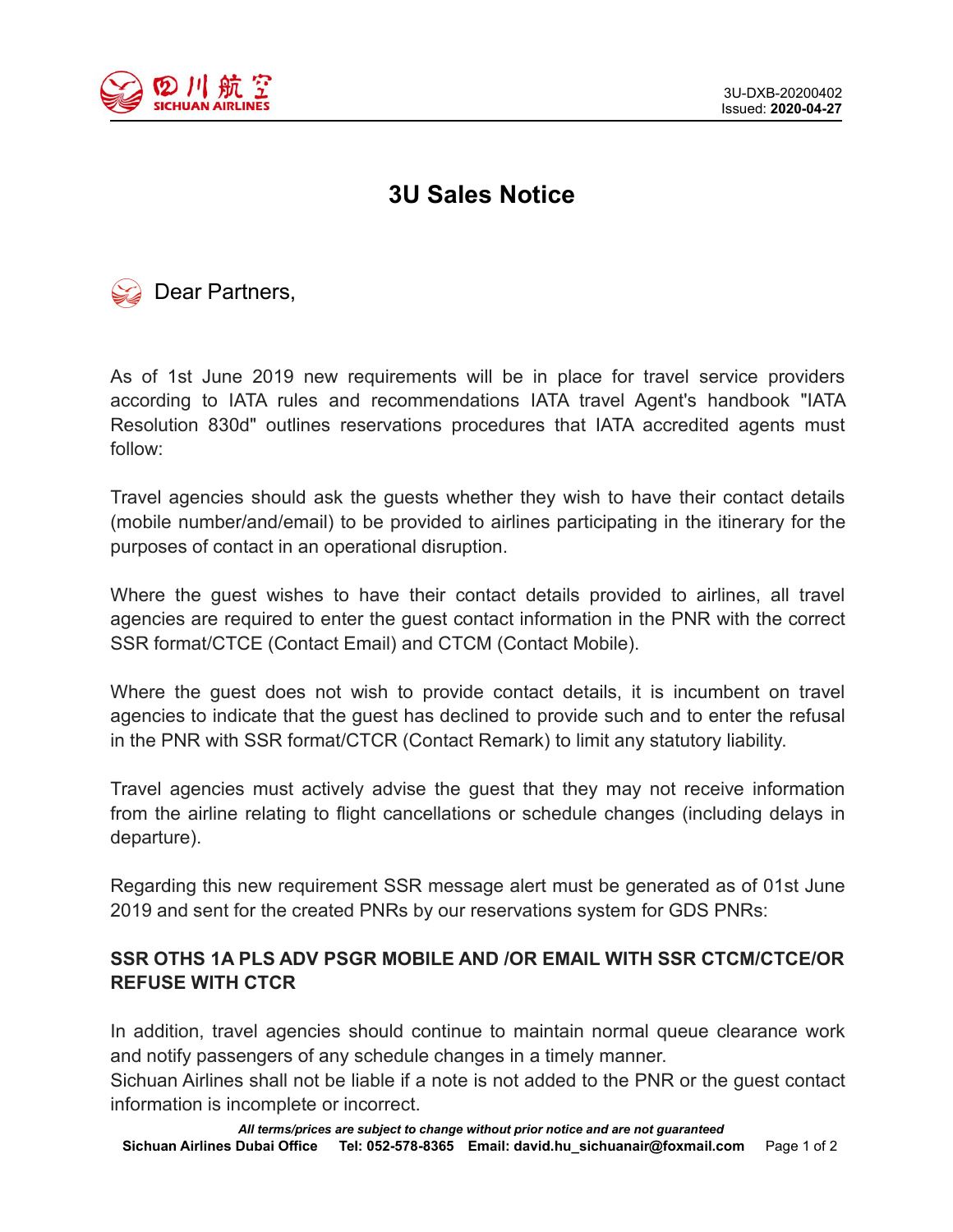3U-DXB-20200402
Issued: **2020-04-27**

# 3U Sales Notice

Dear Partners,

As of 1st June 2019 new requirements will be in place for travel service providers according to IATA rules and recommendations IATA travel Agent's handbook "IATA Resolution 830d" outlines reservations procedures that IATA accredited agents must follow:

Travel agencies should ask the guests whether they wish to have their contact details (mobile number/and/email) to be provided to airlines participating in the itinerary for the purposes of contact in an operational disruption.

Where the guest wishes to have their contact details provided to airlines, all travel agencies are required to enter the guest contact information in the PNR with the correct SSR format/CTCE (Contact Email) and CTCM (Contact Mobile).

Where the guest does not wish to provide contact details, it is incumbent on travel agencies to indicate that the guest has declined to provide such and to enter the refusal in the PNR with SSR format/CTCR (Contact Remark) to limit any statutory liability.

Travel agencies must actively advise the guest that they may not receive information from the airline relating to flight cancellations or schedule changes (including delays in departure).

Regarding this new requirement SSR message alert must be generated as of 01st June 2019 and sent for the created PNRs by our reservations system for GDS PNRs:

**SSR OTHS 1A PLS ADV PSGR MOBILE AND /OR EMAIL WITH SSR CTCM/CTCE/OR REFUSE WITH CTCR**

In addition, travel agencies should continue to maintain normal queue clearance work and notify passengers of any schedule changes in a timely manner.
Sichuan Airlines shall not be liable if a note is not added to the PNR or the guest contact information is incomplete or incorrect.

***All terms/prices are subject to change without prior notice and are not guaranteed***
**Sichuan Airlines Dubai Office Tel: 052-578-8365 Email: david.hu_sichuanair@foxmail.com**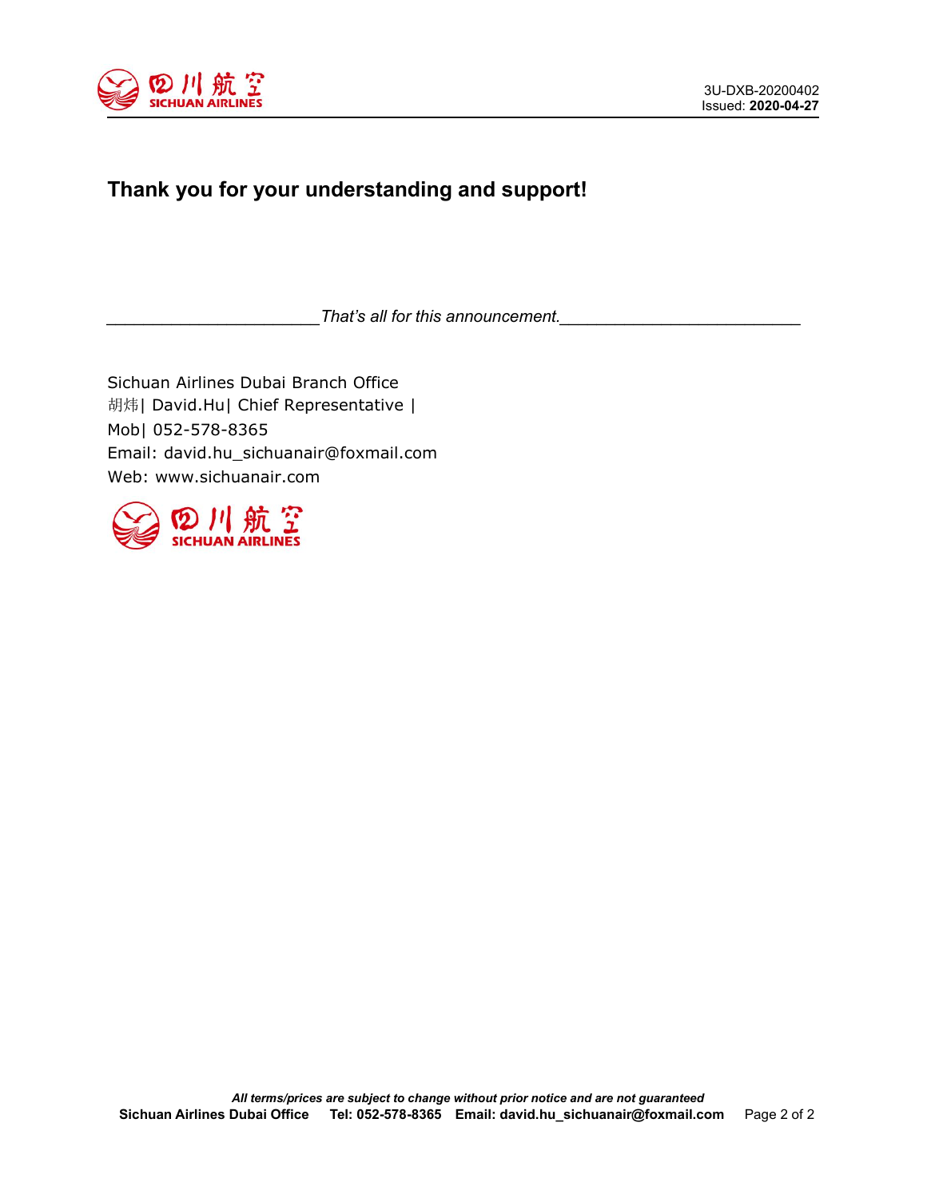## Thank you for your understanding and support!

______________________*That's all for this announcement.*_________________________

Sichuan Airlines Dubai Branch Office  
胡炜| David.Hu| Chief Representative |  
Mob| 052-578-8365  
Email: david.hu_sichuanair@foxmail.com  
Web: www.sichuanair.com

*All terms/prices are subject to change without prior notice and are not guaranteed*

**Sichuan Airlines Dubai Office Tel: 052-578-8365 Email: david.hu_sichuanair@foxmail.com**